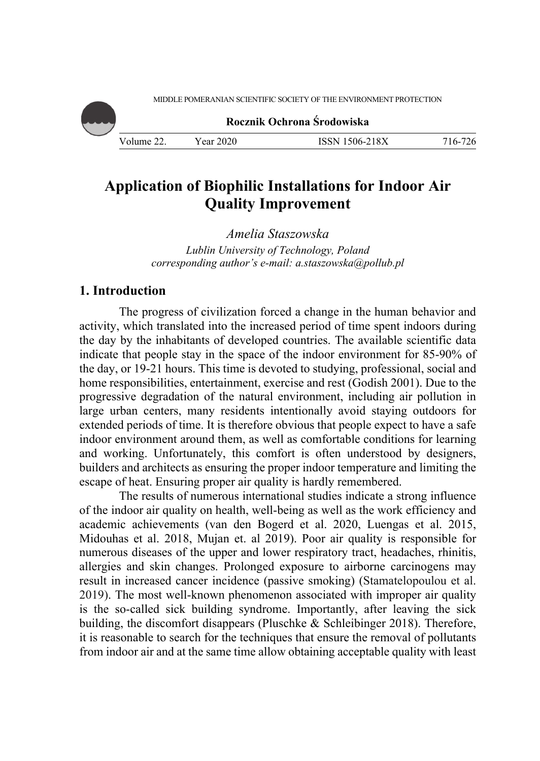MIDDLE POMERANIAN SCIENTIFIC SOCIETY OF THE ENVIRONMENT PROTECTION

**Rocznik Ochrona Środowiska**

Volume 22. Year 2020 ISSN 1506-218X 716-726

# Application of Biophilic Installations for Indoor Air Quality Improvement

*Amelia Staszowska*
*Lublin University of Technology, Poland*
*corresponding author's e-mail: a.staszowska@pollub.pl*

## 1. Introduction

The progress of civilization forced a change in the human behavior and activity, which translated into the increased period of time spent indoors during the day by the inhabitants of developed countries. The available scientific data indicate that people stay in the space of the indoor environment for 85-90% of the day, or 19-21 hours. This time is devoted to studying, professional, social and home responsibilities, entertainment, exercise and rest (Godish 2001). Due to the progressive degradation of the natural environment, including air pollution in large urban centers, many residents intentionally avoid staying outdoors for extended periods of time. It is therefore obvious that people expect to have a safe indoor environment around them, as well as comfortable conditions for learning and working. Unfortunately, this comfort is often understood by designers, builders and architects as ensuring the proper indoor temperature and limiting the escape of heat. Ensuring proper air quality is hardly remembered.

The results of numerous international studies indicate a strong influence of the indoor air quality on health, well-being as well as the work efficiency and academic achievements (van den Bogerd et al. 2020, Luengas et al. 2015, Midouhas et al. 2018, Mujan et. al 2019). Poor air quality is responsible for numerous diseases of the upper and lower respiratory tract, headaches, rhinitis, allergies and skin changes. Prolonged exposure to airborne carcinogens may result in increased cancer incidence (passive smoking) (Stamatelopoulou et al. 2019). The most well-known phenomenon associated with improper air quality is the so-called sick building syndrome. Importantly, after leaving the sick building, the discomfort disappears (Pluschke & Schleibinger 2018). Therefore, it is reasonable to search for the techniques that ensure the removal of pollutants from indoor air and at the same time allow obtaining acceptable quality with least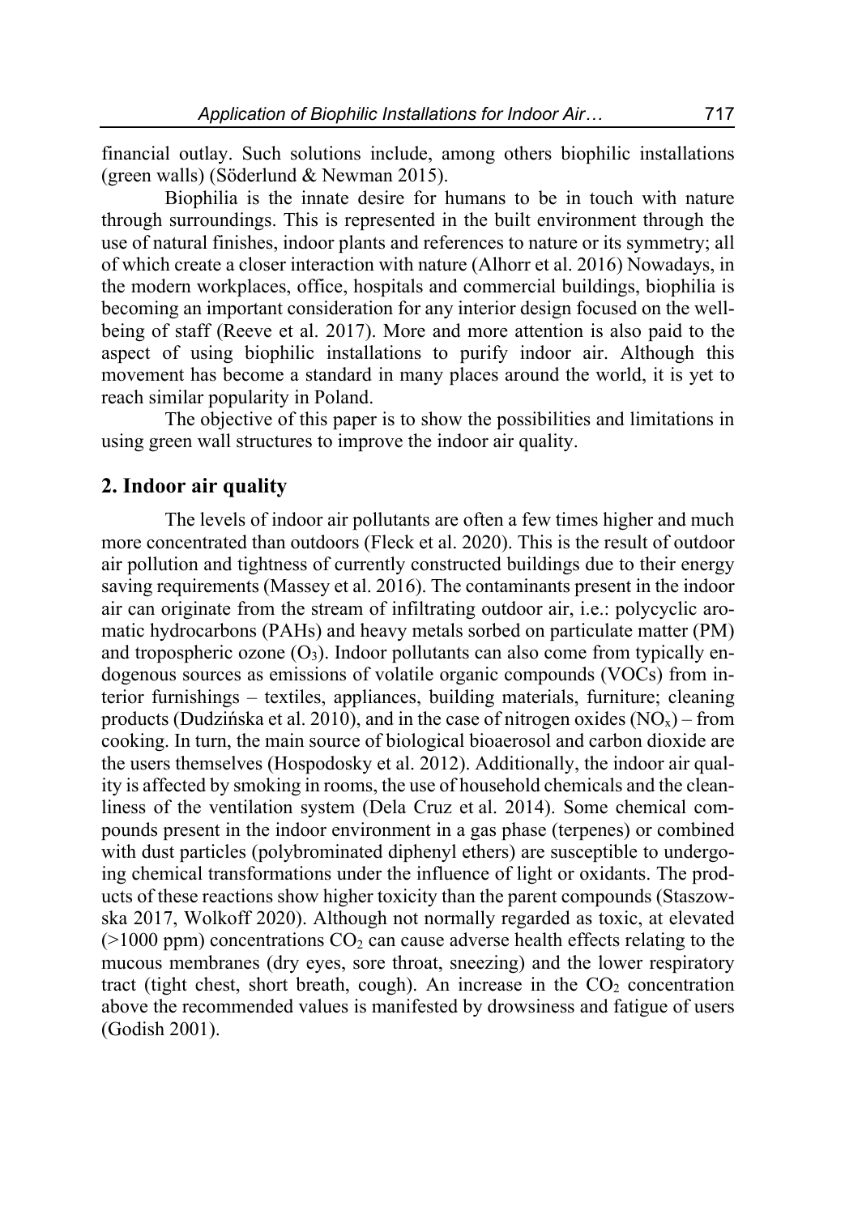financial outlay. Such solutions include, among others biophilic installations (green walls) (Söderlund & Newman 2015).

Biophilia is the innate desire for humans to be in touch with nature through surroundings. This is represented in the built environment through the use of natural finishes, indoor plants and references to nature or its symmetry; all of which create a closer interaction with nature (Alhorr et al. 2016) Nowadays, in the modern workplaces, office, hospitals and commercial buildings, biophilia is becoming an important consideration for any interior design focused on the well-being of staff (Reeve et al. 2017). More and more attention is also paid to the aspect of using biophilic installations to purify indoor air. Although this movement has become a standard in many places around the world, it is yet to reach similar popularity in Poland.

The objective of this paper is to show the possibilities and limitations in using green wall structures to improve the indoor air quality.

## 2. Indoor air quality

The levels of indoor air pollutants are often a few times higher and much more concentrated than outdoors (Fleck et al. 2020). This is the result of outdoor air pollution and tightness of currently constructed buildings due to their energy saving requirements (Massey et al. 2016). The contaminants present in the indoor air can originate from the stream of infiltrating outdoor air, i.e.: polycyclic aromatic hydrocarbons (PAHs) and heavy metals sorbed on particulate matter (PM) and tropospheric ozone ($O_3$). Indoor pollutants can also come from typically endogenous sources as emissions of volatile organic compounds (VOCs) from interior furnishings – textiles, appliances, building materials, furniture; cleaning products (Dudzińska et al. 2010), and in the case of nitrogen oxides ($NO_x$) – from cooking. In turn, the main source of biological bioaerosol and carbon dioxide are the users themselves (Hospodosky et al. 2012). Additionally, the indoor air quality is affected by smoking in rooms, the use of household chemicals and the cleanliness of the ventilation system (Dela Cruz et al. 2014). Some chemical compounds present in the indoor environment in a gas phase (terpenes) or combined with dust particles (polybrominated diphenyl ethers) are susceptible to undergoing chemical transformations under the influence of light or oxidants. The products of these reactions show higher toxicity than the parent compounds (Staszowska 2017, Wolkoff 2020). Although not normally regarded as toxic, at elevated (>1000 ppm) concentrations $CO_2$ can cause adverse health effects relating to the mucous membranes (dry eyes, sore throat, sneezing) and the lower respiratory tract (tight chest, short breath, cough). An increase in the $CO_2$ concentration above the recommended values is manifested by drowsiness and fatigue of users (Godish 2001).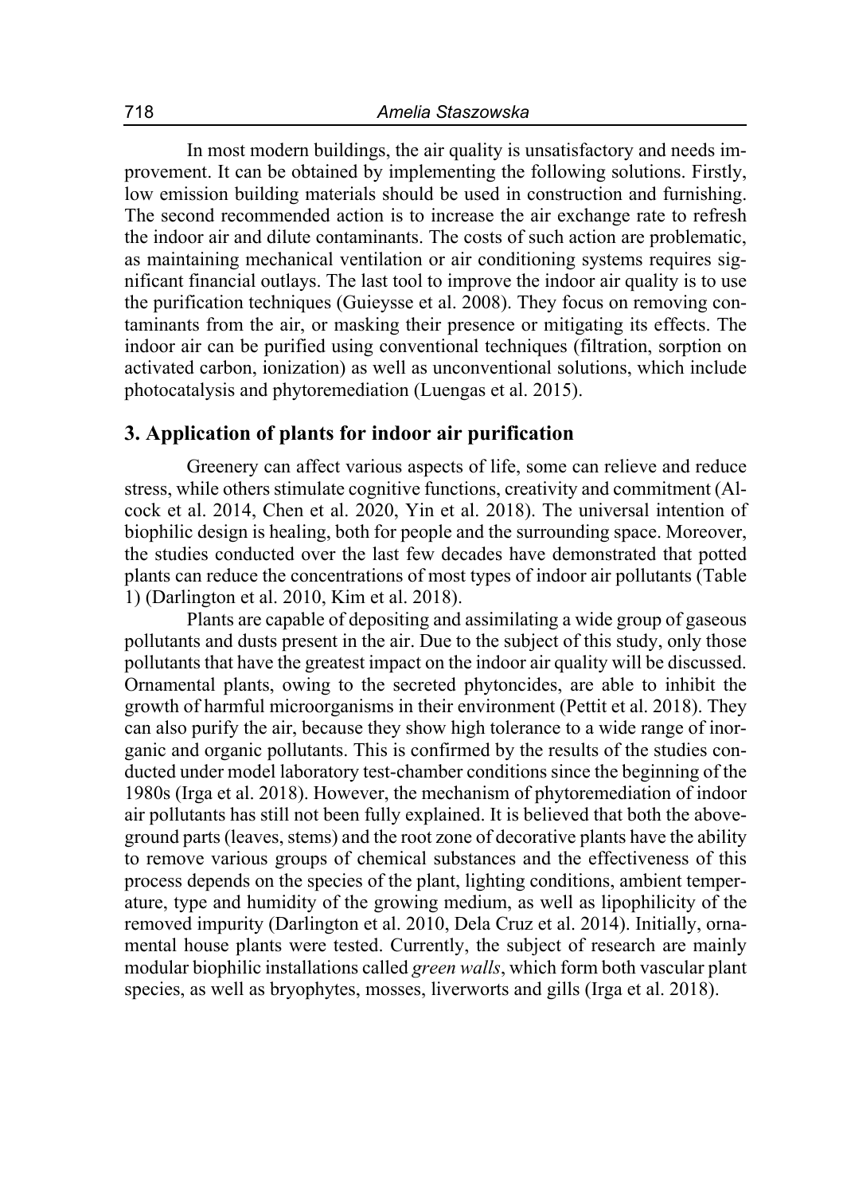In most modern buildings, the air quality is unsatisfactory and needs improvement. It can be obtained by implementing the following solutions. Firstly, low emission building materials should be used in construction and furnishing. The second recommended action is to increase the air exchange rate to refresh the indoor air and dilute contaminants. The costs of such action are problematic, as maintaining mechanical ventilation or air conditioning systems requires significant financial outlays. The last tool to improve the indoor air quality is to use the purification techniques (Guieysse et al. 2008). They focus on removing contaminants from the air, or masking their presence or mitigating its effects. The indoor air can be purified using conventional techniques (filtration, sorption on activated carbon, ionization) as well as unconventional solutions, which include photocatalysis and phytoremediation (Luengas et al. 2015).

## 3. Application of plants for indoor air purification

Greenery can affect various aspects of life, some can relieve and reduce stress, while others stimulate cognitive functions, creativity and commitment (Alcock et al. 2014, Chen et al. 2020, Yin et al. 2018). The universal intention of biophilic design is healing, both for people and the surrounding space. Moreover, the studies conducted over the last few decades have demonstrated that potted plants can reduce the concentrations of most types of indoor air pollutants (Table 1) (Darlington et al. 2010, Kim et al. 2018).

Plants are capable of depositing and assimilating a wide group of gaseous pollutants and dusts present in the air. Due to the subject of this study, only those pollutants that have the greatest impact on the indoor air quality will be discussed. Ornamental plants, owing to the secreted phytoncides, are able to inhibit the growth of harmful microorganisms in their environment (Pettit et al. 2018). They can also purify the air, because they show high tolerance to a wide range of inorganic and organic pollutants. This is confirmed by the results of the studies conducted under model laboratory test-chamber conditions since the beginning of the 1980s (Irga et al. 2018). However, the mechanism of phytoremediation of indoor air pollutants has still not been fully explained. It is believed that both the aboveground parts (leaves, stems) and the root zone of decorative plants have the ability to remove various groups of chemical substances and the effectiveness of this process depends on the species of the plant, lighting conditions, ambient temperature, type and humidity of the growing medium, as well as lipophilicity of the removed impurity (Darlington et al. 2010, Dela Cruz et al. 2014). Initially, ornamental house plants were tested. Currently, the subject of research are mainly modular biophilic installations called *green walls*, which form both vascular plant species, as well as bryophytes, mosses, liverworts and gills (Irga et al. 2018).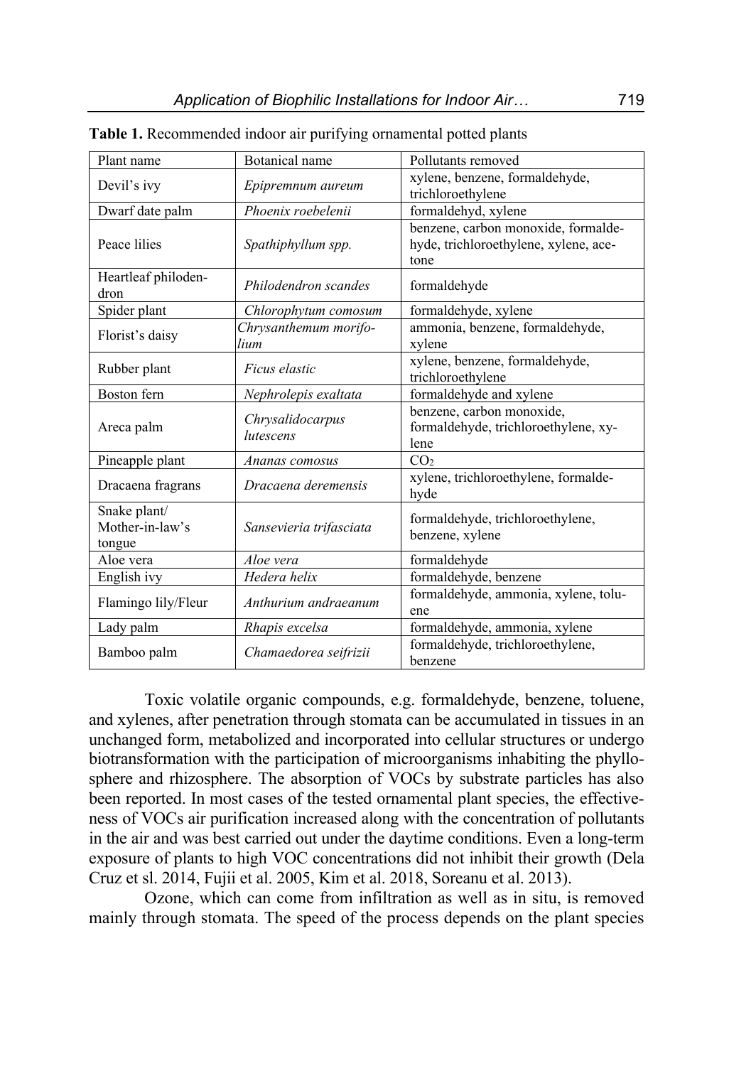**Table 1.** Recommended indoor air purifying ornamental potted plants

| Plant name | Botanical name | Pollutants removed |
|---|---|---|
| Devil's ivy | *Epipremnum aureum* | xylene, benzene, formaldehyde, trichloroethylene |
| Dwarf date palm | *Phoenix roebelenii* | formaldehyd, xylene |
| Peace lilies | *Spathiphyllum spp.* | benzene, carbon monoxide, formaldehyde, trichloroethylene, xylene, acetone |
| Heartleaf philodendron | *Philodendron scandes* | formaldehyde |
| Spider plant | *Chlorophytum comosum* | formaldehyde, xylene |
| Florist's daisy | *Chrysanthemum morifolium* | ammonia, benzene, formaldehyde, xylene |
| Rubber plant | *Ficus elastic* | xylene, benzene, formaldehyde, trichloroethylene |
| Boston fern | *Nephrolepis exaltata* | formaldehyde and xylene |
| Areca palm | *Chrysalidocarpus lutescens* | benzene, carbon monoxide, formaldehyde, trichloroethylene, xylene |
| Pineapple plant | *Ananas comosus* | $CO_2$ |
| Dracaena fragrans | *Dracaena deremensis* | xylene, trichloroethylene, formaldehyde |
| Snake plant/ Mother-in-law's tongue | *Sansevieria trifasciata* | formaldehyde, trichloroethylene, benzene, xylene |
| Aloe vera | *Aloe vera* | formaldehyde |
| English ivy | *Hedera helix* | formaldehyde, benzene |
| Flamingo lily/Fleur | *Anthurium andraeanum* | formaldehyde, ammonia, xylene, toluene |
| Lady palm | *Rhapis excelsa* | formaldehyde, ammonia, xylene |
| Bamboo palm | *Chamaedorea seifrizii* | formaldehyde, trichloroethylene, benzene |

Toxic volatile organic compounds, e.g. formaldehyde, benzene, toluene, and xylenes, after penetration through stomata can be accumulated in tissues in an unchanged form, metabolized and incorporated into cellular structures or undergo biotransformation with the participation of microorganisms inhabiting the phyllosphere and rhizosphere. The absorption of VOCs by substrate particles has also been reported. In most cases of the tested ornamental plant species, the effectiveness of VOCs air purification increased along with the concentration of pollutants in the air and was best carried out under the daytime conditions. Even a long-term exposure of plants to high VOC concentrations did not inhibit their growth (Dela Cruz et sl. 2014, Fujii et al. 2005, Kim et al. 2018, Soreanu et al. 2013).

Ozone, which can come from infiltration as well as in situ, is removed mainly through stomata. The speed of the process depends on the plant species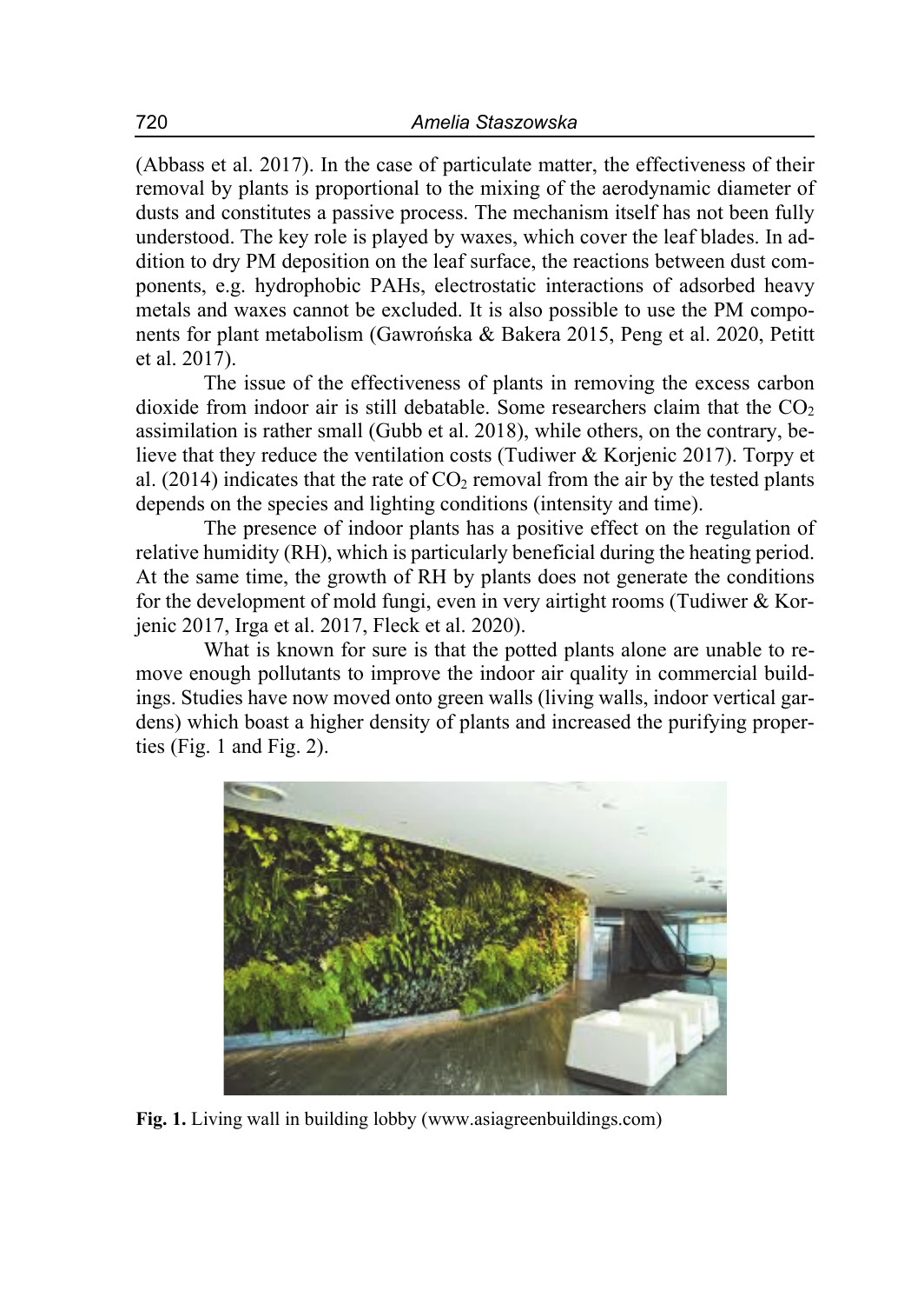(Abbass et al. 2017). In the case of particulate matter, the effectiveness of their removal by plants is proportional to the mixing of the aerodynamic diameter of dusts and constitutes a passive process. The mechanism itself has not been fully understood. The key role is played by waxes, which cover the leaf blades. In addition to dry PM deposition on the leaf surface, the reactions between dust components, e.g. hydrophobic PAHs, electrostatic interactions of adsorbed heavy metals and waxes cannot be excluded. It is also possible to use the PM components for plant metabolism (Gawrońska & Bakera 2015, Peng et al. 2020, Petitt et al. 2017).

The issue of the effectiveness of plants in removing the excess carbon dioxide from indoor air is still debatable. Some researchers claim that the $CO_2$ assimilation is rather small (Gubb et al. 2018), while others, on the contrary, believe that they reduce the ventilation costs (Tudiwer & Korjenic 2017). Torpy et al. (2014) indicates that the rate of $CO_2$ removal from the air by the tested plants depends on the species and lighting conditions (intensity and time).

The presence of indoor plants has a positive effect on the regulation of relative humidity (RH), which is particularly beneficial during the heating period. At the same time, the growth of RH by plants does not generate the conditions for the development of mold fungi, even in very airtight rooms (Tudiwer & Korjenic 2017, Irga et al. 2017, Fleck et al. 2020).

What is known for sure is that the potted plants alone are unable to remove enough pollutants to improve the indoor air quality in commercial buildings. Studies have now moved onto green walls (living walls, indoor vertical gardens) which boast a higher density of plants and increased the purifying properties (Fig. 1 and Fig. 2).

**Fig. 1.** Living wall in building lobby (www.asiagreenbuildings.com)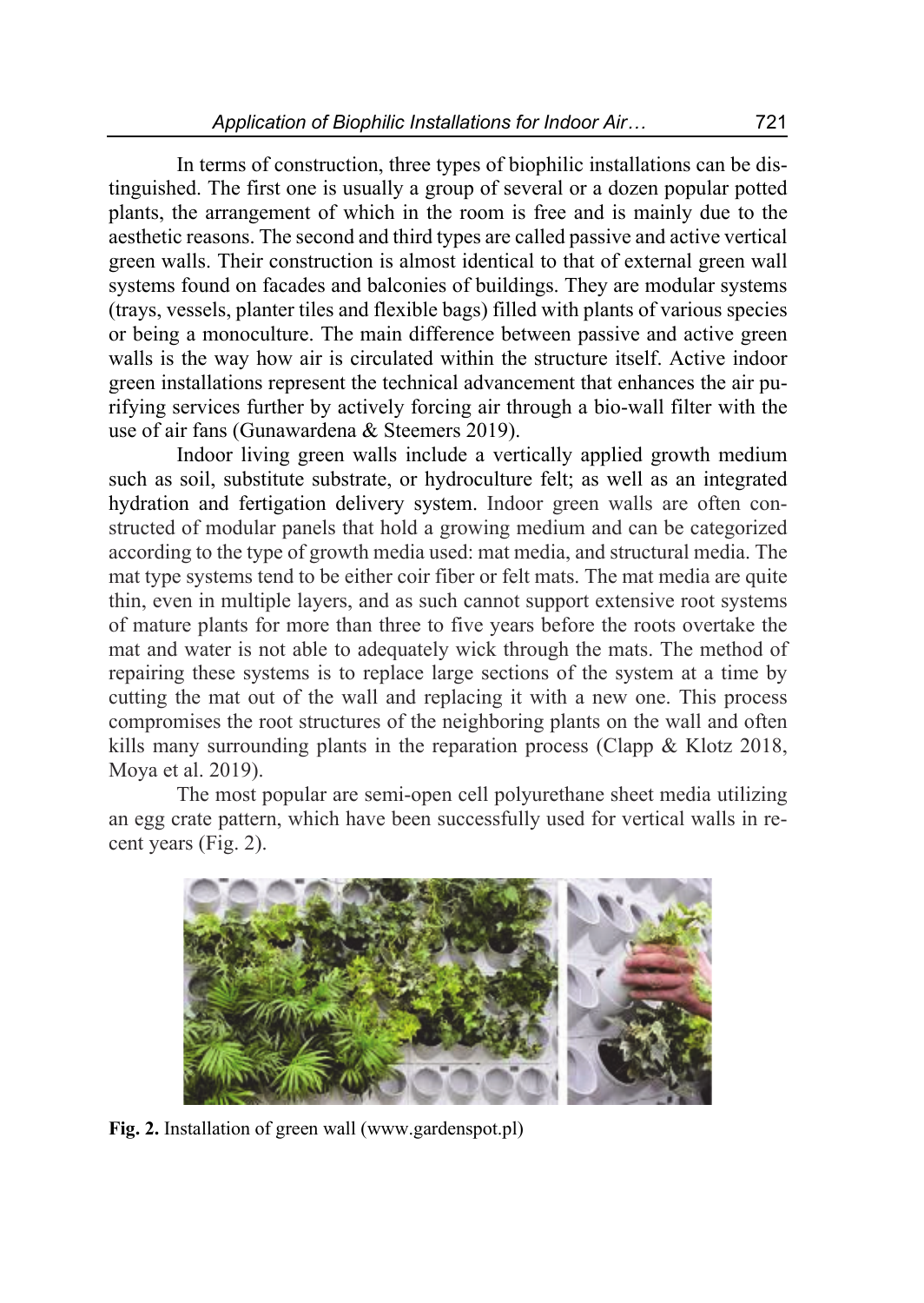In terms of construction, three types of biophilic installations can be distinguished. The first one is usually a group of several or a dozen popular potted plants, the arrangement of which in the room is free and is mainly due to the aesthetic reasons. The second and third types are called passive and active vertical green walls. Their construction is almost identical to that of external green wall systems found on facades and balconies of buildings. They are modular systems (trays, vessels, planter tiles and flexible bags) filled with plants of various species or being a monoculture. The main difference between passive and active green walls is the way how air is circulated within the structure itself. Active indoor green installations represent the technical advancement that enhances the air purifying services further by actively forcing air through a bio-wall filter with the use of air fans (Gunawardena & Steemers 2019).

Indoor living green walls include a vertically applied growth medium such as soil, substitute substrate, or hydroculture felt; as well as an integrated hydration and fertigation delivery system. Indoor green walls are often constructed of modular panels that hold a growing medium and can be categorized according to the type of growth media used: mat media, and structural media. The mat type systems tend to be either coir fiber or felt mats. The mat media are quite thin, even in multiple layers, and as such cannot support extensive root systems of mature plants for more than three to five years before the roots overtake the mat and water is not able to adequately wick through the mats. The method of repairing these systems is to replace large sections of the system at a time by cutting the mat out of the wall and replacing it with a new one. This process compromises the root structures of the neighboring plants on the wall and often kills many surrounding plants in the reparation process (Clapp & Klotz 2018, Moya et al. 2019).

The most popular are semi-open cell polyurethane sheet media utilizing an egg crate pattern, which have been successfully used for vertical walls in recent years (Fig. 2).

**Fig. 2.** Installation of green wall (www.gardenspot.pl)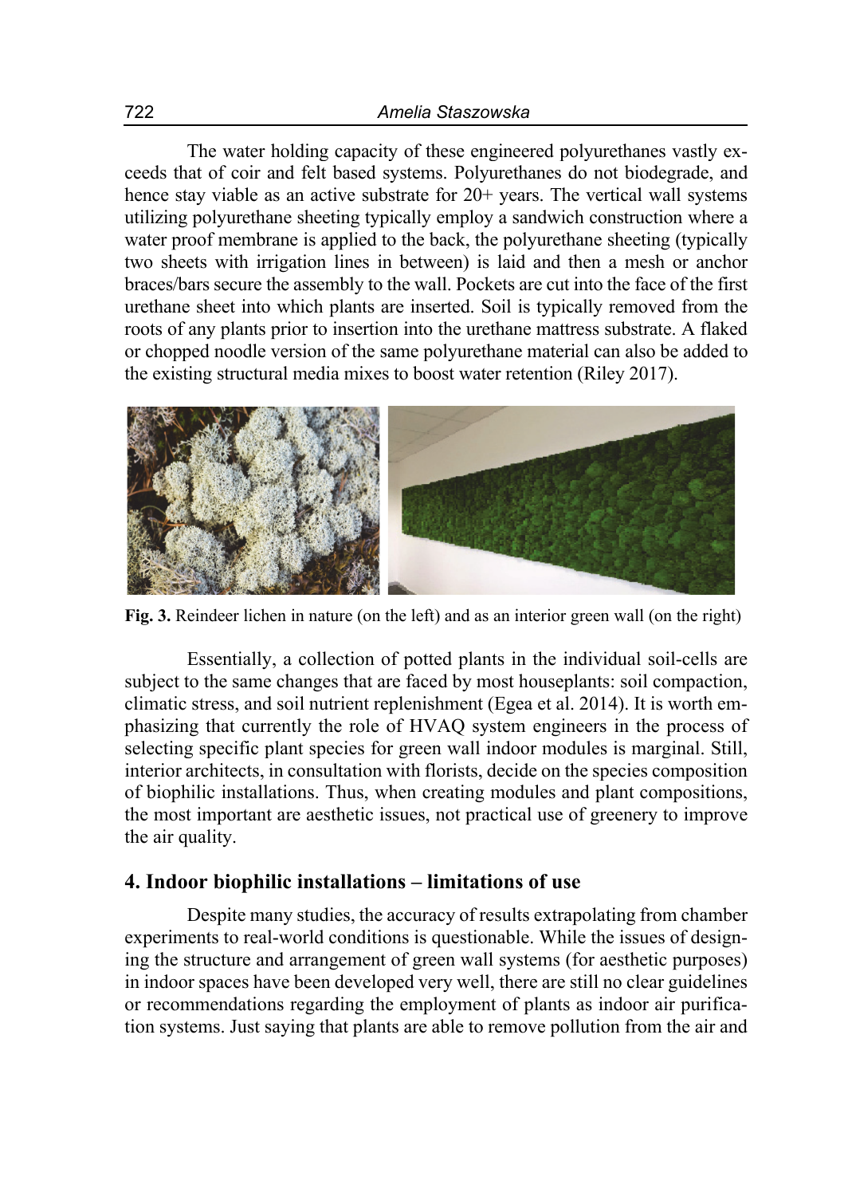The water holding capacity of these engineered polyurethanes vastly exceeds that of coir and felt based systems. Polyurethanes do not biodegrade, and hence stay viable as an active substrate for 20+ years. The vertical wall systems utilizing polyurethane sheeting typically employ a sandwich construction where a water proof membrane is applied to the back, the polyurethane sheeting (typically two sheets with irrigation lines in between) is laid and then a mesh or anchor braces/bars secure the assembly to the wall. Pockets are cut into the face of the first urethane sheet into which plants are inserted. Soil is typically removed from the roots of any plants prior to insertion into the urethane mattress substrate. A flaked or chopped noodle version of the same polyurethane material can also be added to the existing structural media mixes to boost water retention (Riley 2017).

**Fig. 3.** Reindeer lichen in nature (on the left) and as an interior green wall (on the right)

Essentially, a collection of potted plants in the individual soil-cells are subject to the same changes that are faced by most houseplants: soil compaction, climatic stress, and soil nutrient replenishment (Egea et al. 2014). It is worth emphasizing that currently the role of HVAQ system engineers in the process of selecting specific plant species for green wall indoor modules is marginal. Still, interior architects, in consultation with florists, decide on the species composition of biophilic installations. Thus, when creating modules and plant compositions, the most important are aesthetic issues, not practical use of greenery to improve the air quality.

## 4. Indoor biophilic installations – limitations of use

Despite many studies, the accuracy of results extrapolating from chamber experiments to real-world conditions is questionable. While the issues of designing the structure and arrangement of green wall systems (for aesthetic purposes) in indoor spaces have been developed very well, there are still no clear guidelines or recommendations regarding the employment of plants as indoor air purification systems. Just saying that plants are able to remove pollution from the air and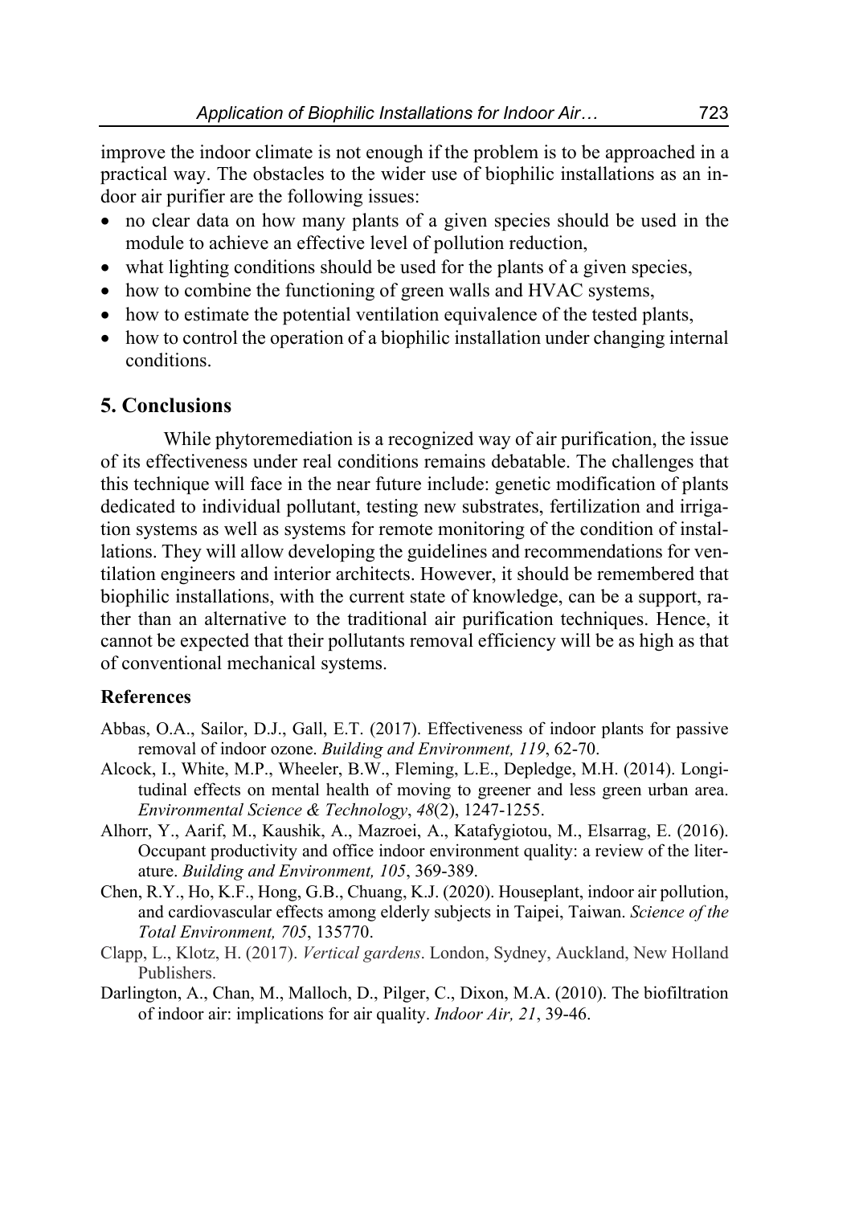improve the indoor climate is not enough if the problem is to be approached in a practical way. The obstacles to the wider use of biophilic installations as an indoor air purifier are the following issues:

- no clear data on how many plants of a given species should be used in the module to achieve an effective level of pollution reduction,
- what lighting conditions should be used for the plants of a given species,
- how to combine the functioning of green walls and HVAC systems,
- how to estimate the potential ventilation equivalence of the tested plants,
- how to control the operation of a biophilic installation under changing internal conditions.

## 5. Conclusions

While phytoremediation is a recognized way of air purification, the issue of its effectiveness under real conditions remains debatable. The challenges that this technique will face in the near future include: genetic modification of plants dedicated to individual pollutant, testing new substrates, fertilization and irrigation systems as well as systems for remote monitoring of the condition of installations. They will allow developing the guidelines and recommendations for ventilation engineers and interior architects. However, it should be remembered that biophilic installations, with the current state of knowledge, can be a support, rather than an alternative to the traditional air purification techniques. Hence, it cannot be expected that their pollutants removal efficiency will be as high as that of conventional mechanical systems.

### References

Abbas, O.A., Sailor, D.J., Gall, E.T. (2017). Effectiveness of indoor plants for passive removal of indoor ozone. *Building and Environment, 119*, 62-70.

Alcock, I., White, M.P., Wheeler, B.W., Fleming, L.E., Depledge, M.H. (2014). Longitudinal effects on mental health of moving to greener and less green urban area. *Environmental Science & Technology*, *48*(2), 1247-1255.

Alhorr, Y., Aarif, M., Kaushik, A., Mazroei, A., Katafygiotou, M., Elsarrag, E. (2016). Occupant productivity and office indoor environment quality: a review of the literature. *Building and Environment, 105*, 369-389.

Chen, R.Y., Ho, K.F., Hong, G.B., Chuang, K.J. (2020). Houseplant, indoor air pollution, and cardiovascular effects among elderly subjects in Taipei, Taiwan. *Science of the Total Environment, 705*, 135770.

Clapp, L., Klotz, H. (2017). *Vertical gardens*. London, Sydney, Auckland, New Holland Publishers.

Darlington, A., Chan, M., Malloch, D., Pilger, C., Dixon, M.A. (2010). The biofiltration of indoor air: implications for air quality. *Indoor Air, 21*, 39-46.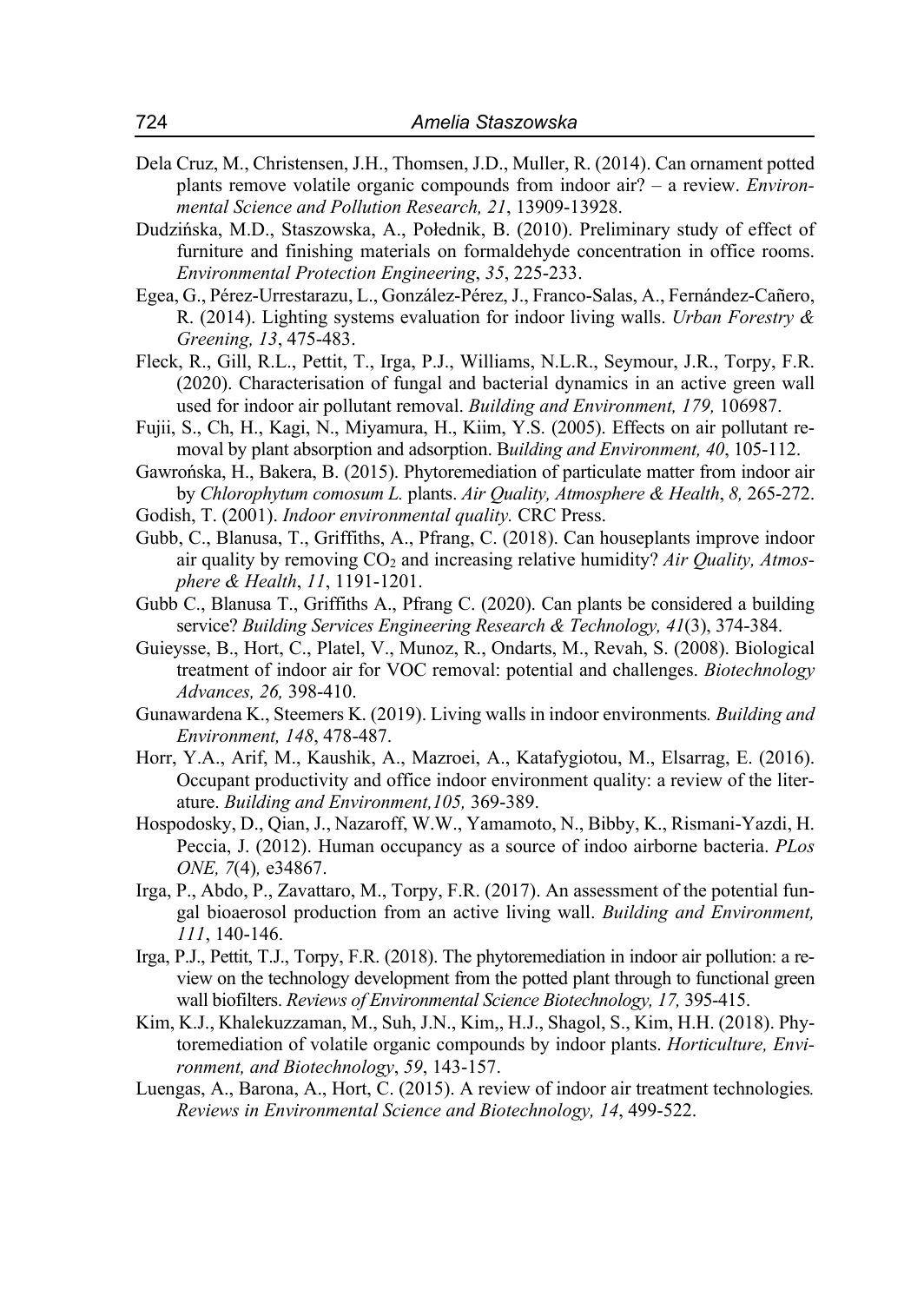Dela Cruz, M., Christensen, J.H., Thomsen, J.D., Muller, R. (2014). Can ornament potted plants remove volatile organic compounds from indoor air? – a review. *Environmental Science and Pollution Research, 21*, 13909-13928.

Dudzińska, M.D., Staszowska, A., Połednik, B. (2010). Preliminary study of effect of furniture and finishing materials on formaldehyde concentration in office rooms. *Environmental Protection Engineering*, *35*, 225-233.

Egea, G., Pérez-Urrestarazu, L., González-Pérez, J., Franco-Salas, A., Fernández-Cañero, R. (2014). Lighting systems evaluation for indoor living walls. *Urban Forestry & Greening, 13*, 475-483.

Fleck, R., Gill, R.L., Pettit, T., Irga, P.J., Williams, N.L.R., Seymour, J.R., Torpy, F.R. (2020). Characterisation of fungal and bacterial dynamics in an active green wall used for indoor air pollutant removal. *Building and Environment, 179,* 106987.

Fujii, S., Ch, H., Kagi, N., Miyamura, H., Kiim, Y.S. (2005). Effects on air pollutant removal by plant absorption and adsorption. B*uilding and Environment, 40*, 105-112.

Gawrońska, H., Bakera, B. (2015). Phytoremediation of particulate matter from indoor air by *Chlorophytum comosum L.* plants. *Air Quality, Atmosphere & Health*, *8,* 265-272.

Godish, T. (2001). *Indoor environmental quality.* CRC Press.

Gubb, C., Blanusa, T., Griffiths, A., Pfrang, C. (2018). Can houseplants improve indoor air quality by removing $CO_2$ and increasing relative humidity? *Air Quality, Atmosphere & Health*, *11*, 1191-1201.

Gubb C., Blanusa T., Griffiths A., Pfrang C. (2020). Can plants be considered a building service? *Building Services Engineering Research & Technology, 41*(3), 374-384.

Guieysse, B., Hort, C., Platel, V., Munoz, R., Ondarts, M., Revah, S. (2008). Biological treatment of indoor air for VOC removal: potential and challenges. *Biotechnology Advances, 26,* 398-410.

Gunawardena K., Steemers K. (2019). Living walls in indoor environments*. Building and Environment, 148*, 478-487.

Horr, Y.A., Arif, M., Kaushik, A., Mazroei, A., Katafygiotou, M., Elsarrag, E. (2016). Occupant productivity and office indoor environment quality: a review of the literature. *Building and Environment,105,* 369-389.

Hospodosky, D., Qian, J., Nazaroff, W.W., Yamamoto, N., Bibby, K., Rismani-Yazdi, H. Peccia, J. (2012). Human occupancy as a source of indoo airborne bacteria. *PLos ONE, 7*(4)*,* e34867.

Irga, P., Abdo, P., Zavattaro, M., Torpy, F.R. (2017). An assessment of the potential fungal bioaerosol production from an active living wall. *Building and Environment, 111*, 140-146.

Irga, P.J., Pettit, T.J., Torpy, F.R. (2018). The phytoremediation in indoor air pollution: a review on the technology development from the potted plant through to functional green wall biofilters. *Reviews of Environmental Science Biotechnology, 17,* 395-415.

Kim, K.J., Khalekuzzaman, M., Suh, J.N., Kim,, H.J., Shagol, S., Kim, H.H. (2018). Phytoremediation of volatile organic compounds by indoor plants. *Horticulture, Environment, and Biotechnology*, *59*, 143-157.

Luengas, A., Barona, A., Hort, C. (2015). A review of indoor air treatment technologies*. Reviews in Environmental Science and Biotechnology, 14*, 499-522.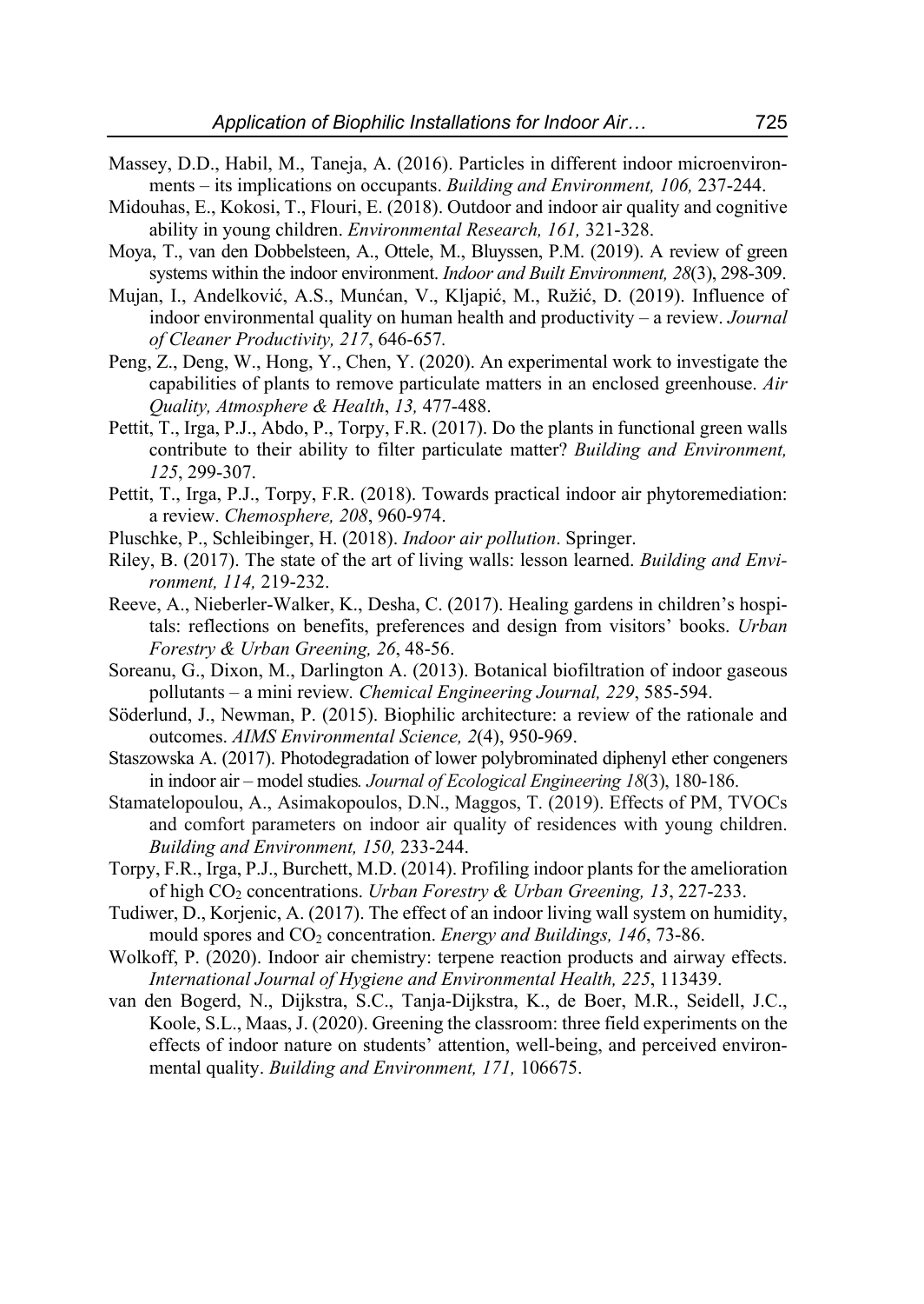Massey, D.D., Habil, M., Taneja, A. (2016). Particles in different indoor microenvironments – its implications on occupants. *Building and Environment, 106,* 237-244.

Midouhas, E., Kokosi, T., Flouri, E. (2018). Outdoor and indoor air quality and cognitive ability in young children. *Environmental Research, 161,* 321-328.

Moya, T., van den Dobbelsteen, A., Ottele, M., Bluyssen, P.M. (2019). A review of green systems within the indoor environment. *Indoor and Built Environment, 28*(3), 298-309.

Mujan, I., Anđelković, A.S., Munćan, V., Kljapić, M., Ružić, D. (2019). Influence of indoor environmental quality on human health and productivity – a review. *Journal of Cleaner Productivity, 217*, 646-657.

Peng, Z., Deng, W., Hong, Y., Chen, Y. (2020). An experimental work to investigate the capabilities of plants to remove particulate matters in an enclosed greenhouse. *Air Quality, Atmosphere & Health*, *13,* 477-488.

Pettit, T., Irga, P.J., Abdo, P., Torpy, F.R. (2017). Do the plants in functional green walls contribute to their ability to filter particulate matter? *Building and Environment, 125*, 299-307.

Pettit, T., Irga, P.J., Torpy, F.R. (2018). Towards practical indoor air phytoremediation: a review. *Chemosphere, 208*, 960-974.

Pluschke, P., Schleibinger, H. (2018). *Indoor air pollution*. Springer.

Riley, B. (2017). The state of the art of living walls: lesson learned. *Building and Environment, 114,* 219-232.

Reeve, A., Nieberler-Walker, K., Desha, C. (2017). Healing gardens in children's hospitals: reflections on benefits, preferences and design from visitors' books. *Urban Forestry & Urban Greening, 26*, 48-56.

Soreanu, G., Dixon, M., Darlington A. (2013). Botanical biofiltration of indoor gaseous pollutants – a mini review*. Chemical Engineering Journal, 229*, 585-594.

Söderlund, J., Newman, P. (2015). Biophilic architecture: a review of the rationale and outcomes. *AIMS Environmental Science, 2*(4), 950-969.

Staszowska A. (2017). Photodegradation of lower polybrominated diphenyl ether congeners in indoor air – model studies*. Journal of Ecological Engineering 18*(3), 180-186.

Stamatelopoulou, A., Asimakopoulos, D.N., Maggos, T. (2019). Effects of PM, TVOCs and comfort parameters on indoor air quality of residences with young children. *Building and Environment, 150,* 233-244.

Torpy, F.R., Irga, P.J., Burchett, M.D. (2014). Profiling indoor plants for the amelioration of high $CO_2$ concentrations. *Urban Forestry & Urban Greening, 13*, 227-233.

Tudiwer, D., Korjenic, A. (2017). The effect of an indoor living wall system on humidity, mould spores and $CO_2$ concentration. *Energy and Buildings, 146*, 73-86.

Wolkoff, P. (2020). Indoor air chemistry: terpene reaction products and airway effects. *International Journal of Hygiene and Environmental Health, 225*, 113439.

van den Bogerd, N., Dijkstra, S.C., Tanja-Dijkstra, K., de Boer, M.R., Seidell, J.C., Koole, S.L., Maas, J. (2020). Greening the classroom: three field experiments on the effects of indoor nature on students' attention, well-being, and perceived environmental quality. *Building and Environment, 171,* 106675.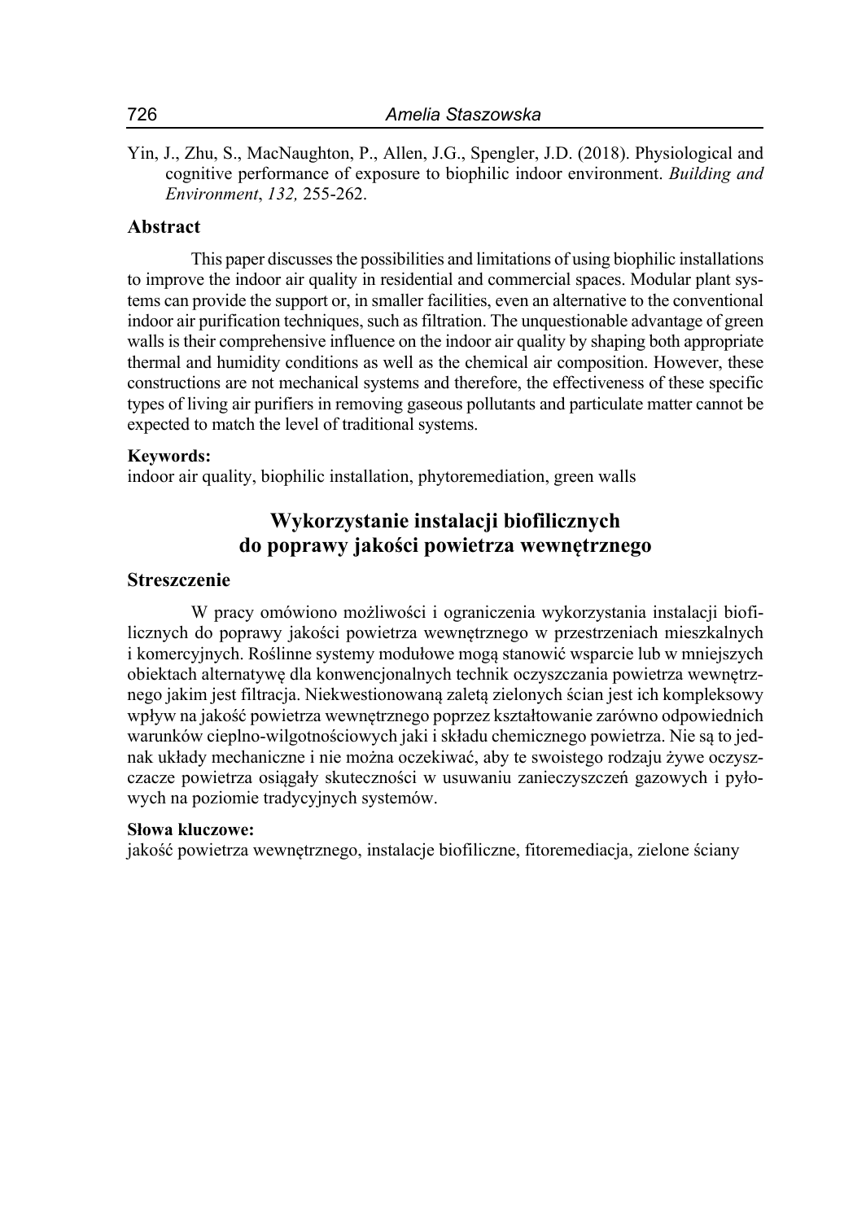Yin, J., Zhu, S., MacNaughton, P., Allen, J.G., Spengler, J.D. (2018). Physiological and cognitive performance of exposure to biophilic indoor environment. *Building and Environment*, *132,* 255-262.

## Abstract

This paper discusses the possibilities and limitations of using biophilic installations to improve the indoor air quality in residential and commercial spaces. Modular plant systems can provide the support or, in smaller facilities, even an alternative to the conventional indoor air purification techniques, such as filtration. The unquestionable advantage of green walls is their comprehensive influence on the indoor air quality by shaping both appropriate thermal and humidity conditions as well as the chemical air composition. However, these constructions are not mechanical systems and therefore, the effectiveness of these specific types of living air purifiers in removing gaseous pollutants and particulate matter cannot be expected to match the level of traditional systems.

**Keywords:**
indoor air quality, biophilic installation, phytoremediation, green walls

# Wykorzystanie instalacji biofilicznych do poprawy jakości powietrza wewnętrznego

## Streszczenie

W pracy omówiono możliwości i ograniczenia wykorzystania instalacji biofilicznych do poprawy jakości powietrza wewnętrznego w przestrzeniach mieszkalnych i komercyjnych. Roślinne systemy modułowe mogą stanowić wsparcie lub w mniejszych obiektach alternatywę dla konwencjonalnych technik oczyszczania powietrza wewnętrznego jakim jest filtracja. Niekwestionowaną zaletą zielonych ścian jest ich kompleksowy wpływ na jakość powietrza wewnętrznego poprzez kształtowanie zarówno odpowiednich warunków cieplno-wilgotnościowych jaki i składu chemicznego powietrza. Nie są to jednak układy mechaniczne i nie można oczekiwać, aby te swoistego rodzaju żywe oczyszczacze powietrza osiągały skuteczności w usuwaniu zanieczyszczeń gazowych i pyłowych na poziomie tradycyjnych systemów.

**Słowa kluczowe:**
jakość powietrza wewnętrznego, instalacje biofiliczne, fitoremediacja, zielone ściany